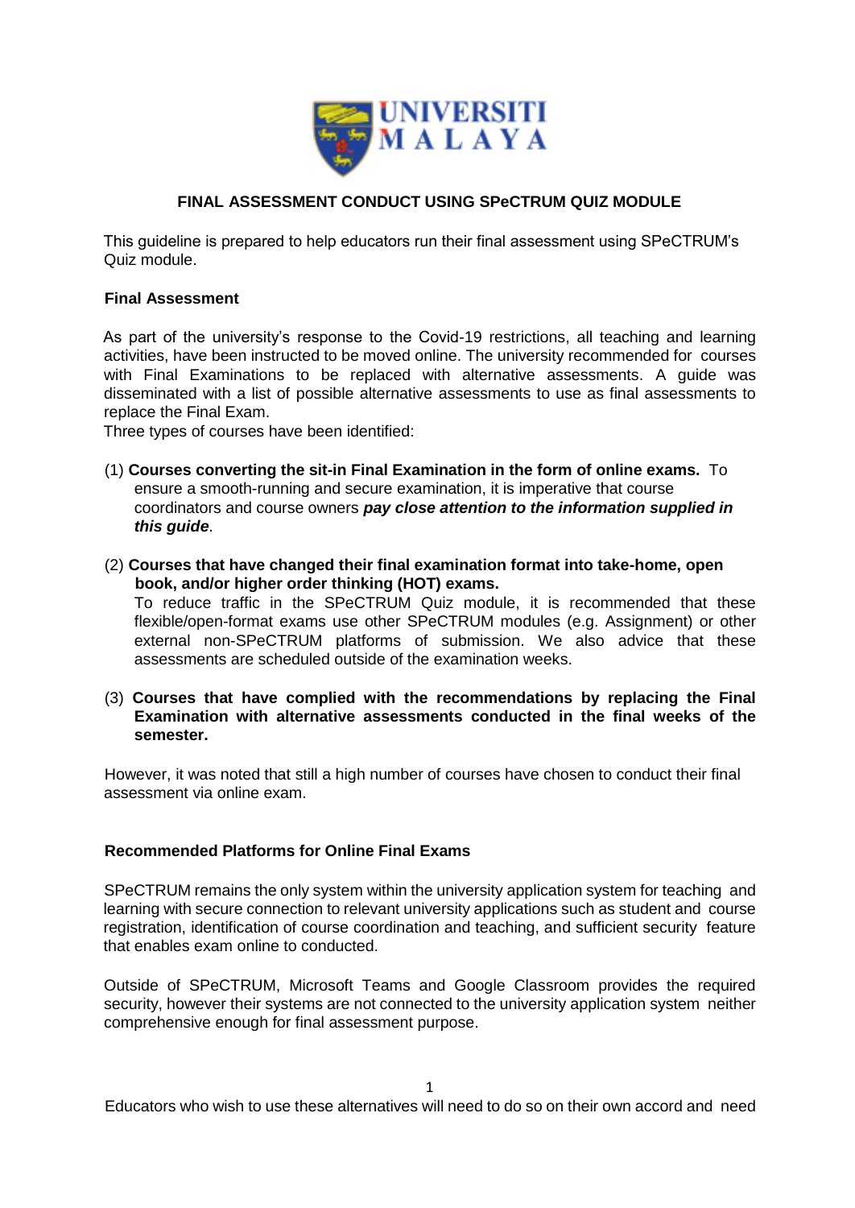# FINAL ASSESSMENT CONDUCT USING SPeCTRUM QUIZ MODULE

This guideline is prepared to help educators run their final assessment using SPeCTRUM's Quiz module.

## Final Assessment

As part of the university's response to the Covid-19 restrictions, all teaching and learning activities, have been instructed to be moved online. The university recommended for courses with Final Examinations to be replaced with alternative assessments. A guide was disseminated with a list of possible alternative assessments to use as final assessments to replace the Final Exam.

Three types of courses have been identified:

(1) **Courses converting the sit-in Final Examination in the form of online exams.** To ensure a smooth-running and secure examination, it is imperative that course coordinators and course owners ***pay close attention to the information supplied in this guide***.

(2) **Courses that have changed their final examination format into take-home, open book, and/or higher order thinking (HOT) exams.**
To reduce traffic in the SPeCTRUM Quiz module, it is recommended that these flexible/open-format exams use other SPeCTRUM modules (e.g. Assignment) or other external non-SPeCTRUM platforms of submission. We also advice that these assessments are scheduled outside of the examination weeks.

(3) **Courses that have complied with the recommendations by replacing the Final Examination with alternative assessments conducted in the final weeks of the semester.**

However, it was noted that still a high number of courses have chosen to conduct their final assessment via online exam.

## Recommended Platforms for Online Final Exams

SPeCTRUM remains the only system within the university application system for teaching and learning with secure connection to relevant university applications such as student and course registration, identification of course coordination and teaching, and sufficient security feature that enables exam online to conducted.

Outside of SPeCTRUM, Microsoft Teams and Google Classroom provides the required security, however their systems are not connected to the university application system neither comprehensive enough for final assessment purpose.

Educators who wish to use these alternatives will need to do so on their own accord and need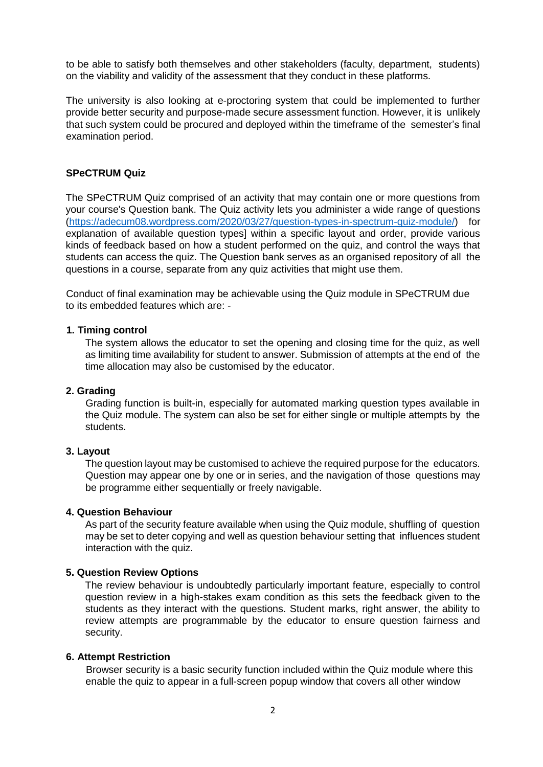to be able to satisfy both themselves and other stakeholders (faculty, department, students) on the viability and validity of the assessment that they conduct in these platforms.

The university is also looking at e-proctoring system that could be implemented to further provide better security and purpose-made secure assessment function. However, it is unlikely that such system could be procured and deployed within the timeframe of the semester's final examination period.

**SPeCTRUM Quiz**

The SPeCTRUM Quiz comprised of an activity that may contain one or more questions from your course's Question bank. The Quiz activity lets you administer a wide range of questions ([https://adecum08.wordpress.com/2020/03/27/question-types-in-spectrum-quiz-module/](https://adecum08.wordpress.com/2020/03/27/question-types-in-spectrum-quiz-module/)) for explanation of available question types] within a specific layout and order, provide various kinds of feedback based on how a student performed on the quiz, and control the ways that students can access the quiz. The Question bank serves as an organised repository of all the questions in a course, separate from any quiz activities that might use them.

Conduct of final examination may be achievable using the Quiz module in SPeCTRUM due to its embedded features which are: -

**1. Timing control**

The system allows the educator to set the opening and closing time for the quiz, as well as limiting time availability for student to answer. Submission of attempts at the end of the time allocation may also be customised by the educator.

**2. Grading**

Grading function is built-in, especially for automated marking question types available in the Quiz module. The system can also be set for either single or multiple attempts by the students.

**3. Layout**

The question layout may be customised to achieve the required purpose for the educators. Question may appear one by one or in series, and the navigation of those questions may be programme either sequentially or freely navigable.

**4. Question Behaviour**

As part of the security feature available when using the Quiz module, shuffling of question may be set to deter copying and well as question behaviour setting that influences student interaction with the quiz.

**5. Question Review Options**

The review behaviour is undoubtedly particularly important feature, especially to control question review in a high-stakes exam condition as this sets the feedback given to the students as they interact with the questions. Student marks, right answer, the ability to review attempts are programmable by the educator to ensure question fairness and security.

**6. Attempt Restriction**

Browser security is a basic security function included within the Quiz module where this enable the quiz to appear in a full-screen popup window that covers all other window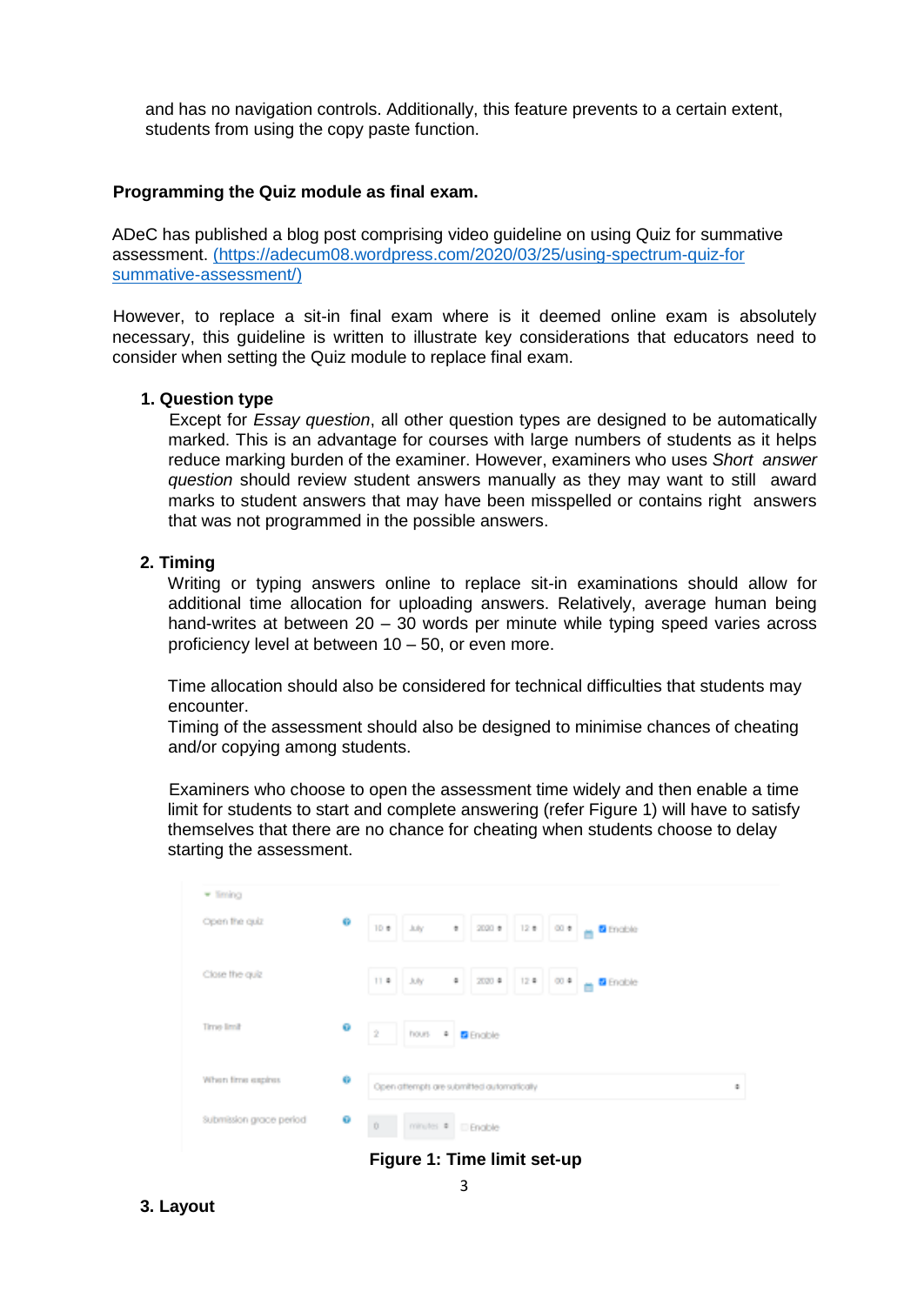and has no navigation controls. Additionally, this feature prevents to a certain extent, students from using the copy paste function.

**Programming the Quiz module as final exam.**

ADeC has published a blog post comprising video guideline on using Quiz for summative assessment. [(https://adecum08.wordpress.com/2020/03/25/using-spectrum-quiz-for summative-assessment/)](https://adecum08.wordpress.com/2020/03/25/using-spectrum-quiz-for-summative-assessment/)

However, to replace a sit-in final exam where is it deemed online exam is absolutely necessary, this guideline is written to illustrate key considerations that educators need to consider when setting the Quiz module to replace final exam.

1. **Question type**

   Except for *Essay question*, all other question types are designed to be automatically marked. This is an advantage for courses with large numbers of students as it helps reduce marking burden of the examiner. However, examiners who uses *Short answer question* should review student answers manually as they may want to still award marks to student answers that may have been misspelled or contains right answers that was not programmed in the possible answers.

2. **Timing**

   Writing or typing answers online to replace sit-in examinations should allow for additional time allocation for uploading answers. Relatively, average human being hand-writes at between 20 – 30 words per minute while typing speed varies across proficiency level at between 10 – 50, or even more.

   Time allocation should also be considered for technical difficulties that students may encounter.
   Timing of the assessment should also be designed to minimise chances of cheating and/or copying among students.

   Examiners who choose to open the assessment time widely and then enable a time limit for students to start and complete answering (refer Figure 1) will have to satisfy themselves that there are no chance for cheating when students choose to delay starting the assessment.

| Timing | | |
|---|---|---|
| Open the quiz | 10 July 2020 12 00 | Enable |
| Close the quiz | 11 July 2020 12 00 | Enable |
| Time limit | 2 hours | Enable |
| When time expires | Open attempts are submitted automatically | |
| Submission grace period | 0 minutes | Enable |

**Figure 1: Time limit set-up**

3. **Layout**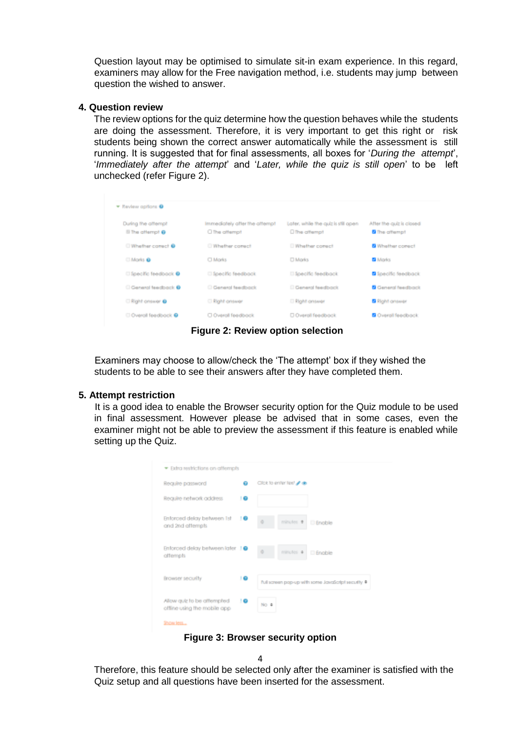Question layout may be optimised to simulate sit-in exam experience. In this regard, examiners may allow for the Free navigation method, i.e. students may jump between question the wished to answer.

**4. Question review**

The review options for the quiz determine how the question behaves while the students are doing the assessment. Therefore, it is very important to get this right or risk students being shown the correct answer automatically while the assessment is still running. It is suggested that for final assessments, all boxes for '*During the attempt*', '*Immediately after the attempt*' and '*Later, while the quiz is still open*' to be left unchecked (refer Figure 2).

**Figure 2: Review option selection**

Examiners may choose to allow/check the 'The attempt' box if they wished the students to be able to see their answers after they have completed them.

**5. Attempt restriction**

It is a good idea to enable the Browser security option for the Quiz module to be used in final assessment. However please be advised that in some cases, even the examiner might not be able to preview the assessment if this feature is enabled while setting up the Quiz.

**Figure 3: Browser security option**

Therefore, this feature should be selected only after the examiner is satisfied with the Quiz setup and all questions have been inserted for the assessment.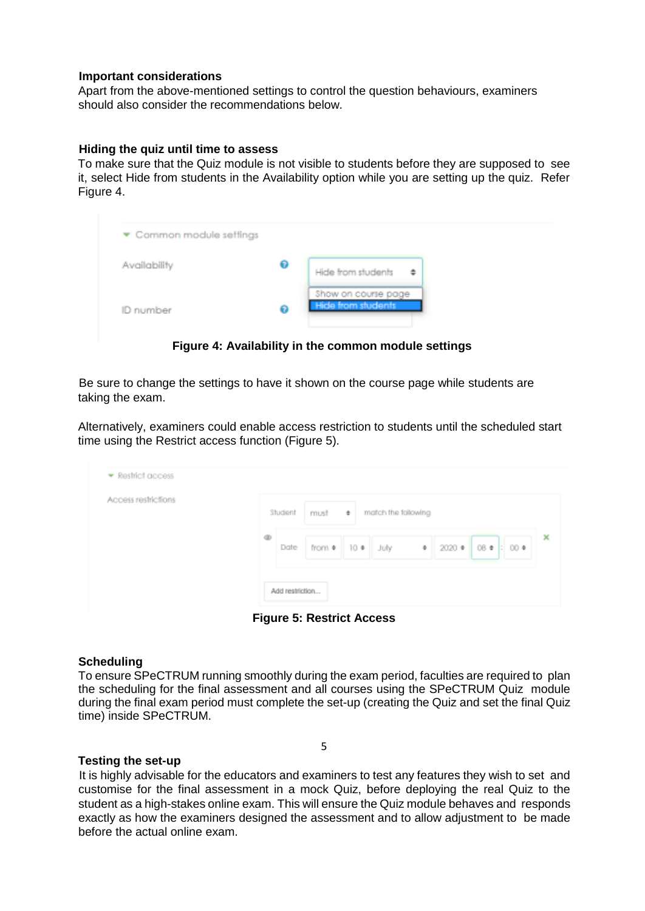### Important considerations

Apart from the above-mentioned settings to control the question behaviours, examiners should also consider the recommendations below.

### Hiding the quiz until time to assess

To make sure that the Quiz module is not visible to students before they are supposed to see it, select Hide from students in the Availability option while you are setting up the quiz. Refer Figure 4.

**Figure 4: Availability in the common module settings**

Be sure to change the settings to have it shown on the course page while students are taking the exam.

Alternatively, examiners could enable access restriction to students until the scheduled start time using the Restrict access function (Figure 5).

**Figure 5: Restrict Access**

### Scheduling

To ensure SPeCTRUM running smoothly during the exam period, faculties are required to plan the scheduling for the final assessment and all courses using the SPeCTRUM Quiz module during the final exam period must complete the set-up (creating the Quiz and set the final Quiz time) inside SPeCTRUM.

### Testing the set-up

It is highly advisable for the educators and examiners to test any features they wish to set and customise for the final assessment in a mock Quiz, before deploying the real Quiz to the student as a high-stakes online exam. This will ensure the Quiz module behaves and responds exactly as how the examiners designed the assessment and to allow adjustment to be made before the actual online exam.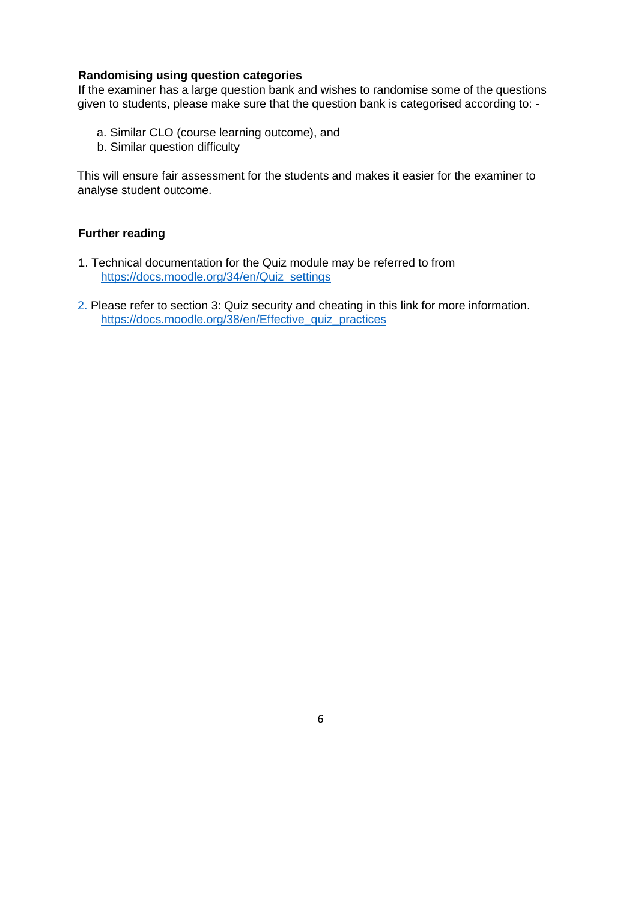**Randomising using question categories**

If the examiner has a large question bank and wishes to randomise some of the questions given to students, please make sure that the question bank is categorised according to: -

a. Similar CLO (course learning outcome), and
b. Similar question difficulty

This will ensure fair assessment for the students and makes it easier for the examiner to analyse student outcome.

**Further reading**

1. Technical documentation for the Quiz module may be referred to from https://docs.moodle.org/34/en/Quiz_settings

2. Please refer to section 3: Quiz security and cheating in this link for more information. https://docs.moodle.org/38/en/Effective_quiz_practices